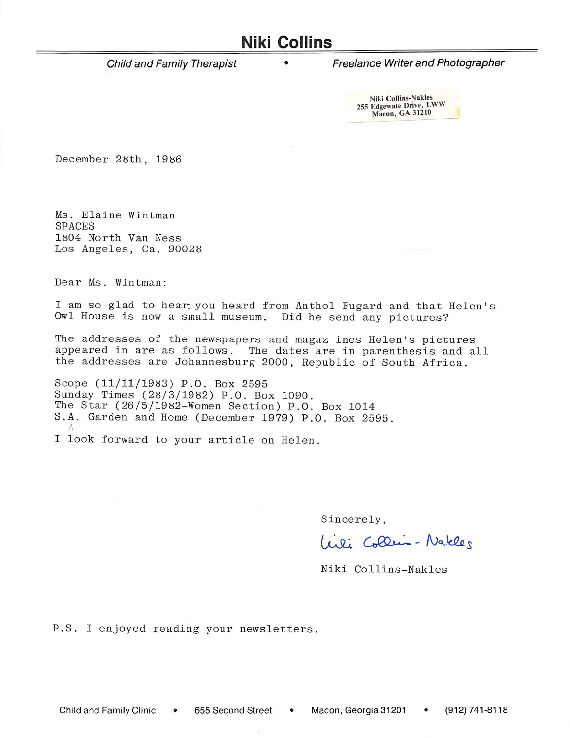# Niki Collins

*Child and Family Therapist* • *Freelance Writer and Photographer*

Niki Collins-Nakles
255 Edgewate Drive, LWW
Macon, GA 31210

December 28th, 1986

Ms. Elaine Wintman
SPACES
1804 North Van Ness
Los Angeles, Ca. 90028

Dear Ms. Wintman:

I am so glad to hear you heard from Anthol Fugard and that Helen's Owl House is now a small museum. Did he send any pictures?

The addresses of the newspapers and magaz ines Helen's pictures appeared in are as follows. The dates are in parenthesis and all the addresses are Johannesburg 2000, Republic of South Africa.

Scope (11/11/1983) P.O. Box 2595
Sunday Times (28/3/1982) P.O. Box 1090.
The Star (26/5/1982-Women Section) P.O. Box 1014
S.A. Garden and Home (December 1979) P.O. Box 2595.

I look forward to your article on Helen.

Sincerely,

Niki Collins-Nakles

Niki Collins-Nakles

P.S. I enjoyed reading your newsletters.

Child and Family Clinic • 655 Second Street • Macon, Georgia 31201 • (912) 741-8118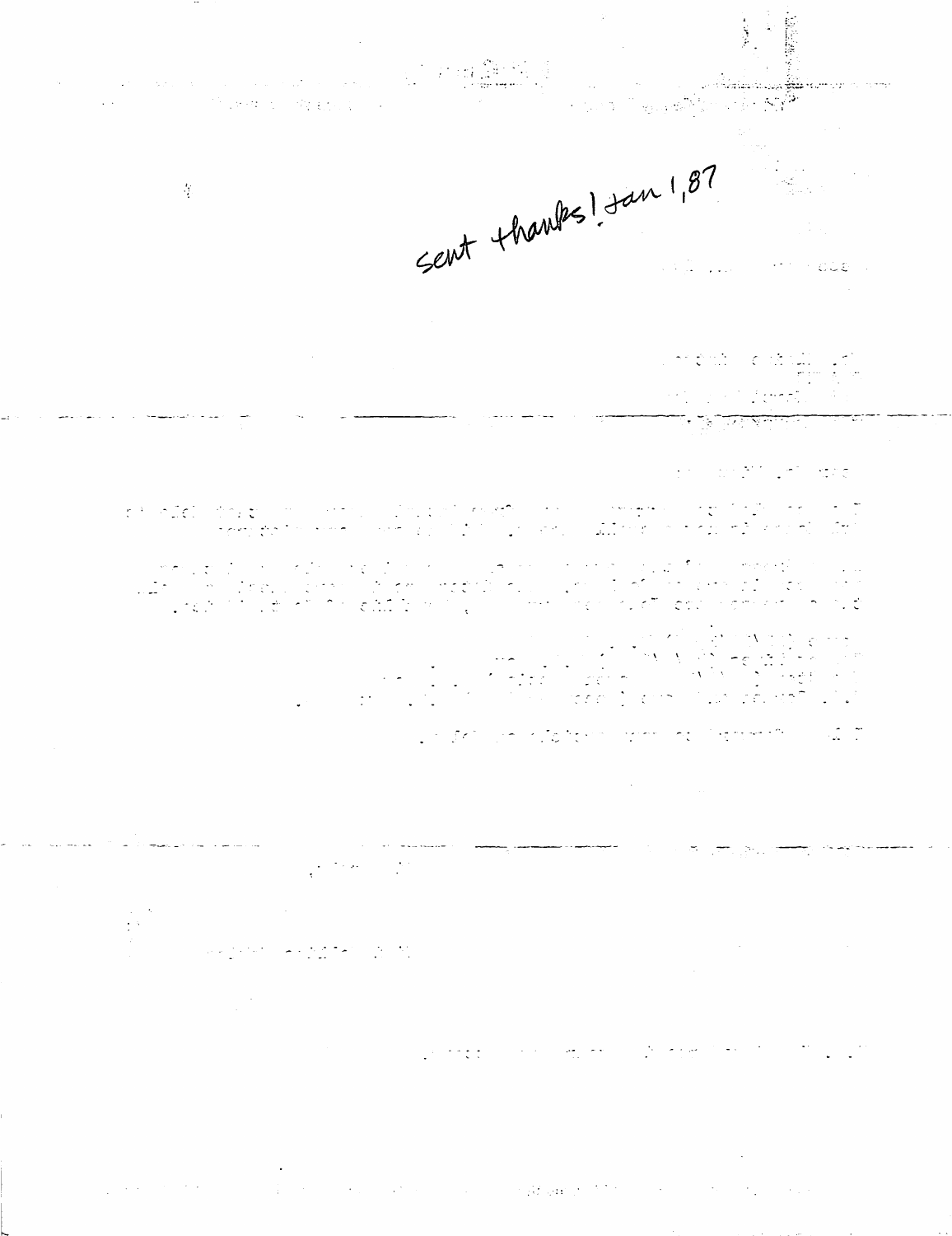sent thanks! Jan 1, 87